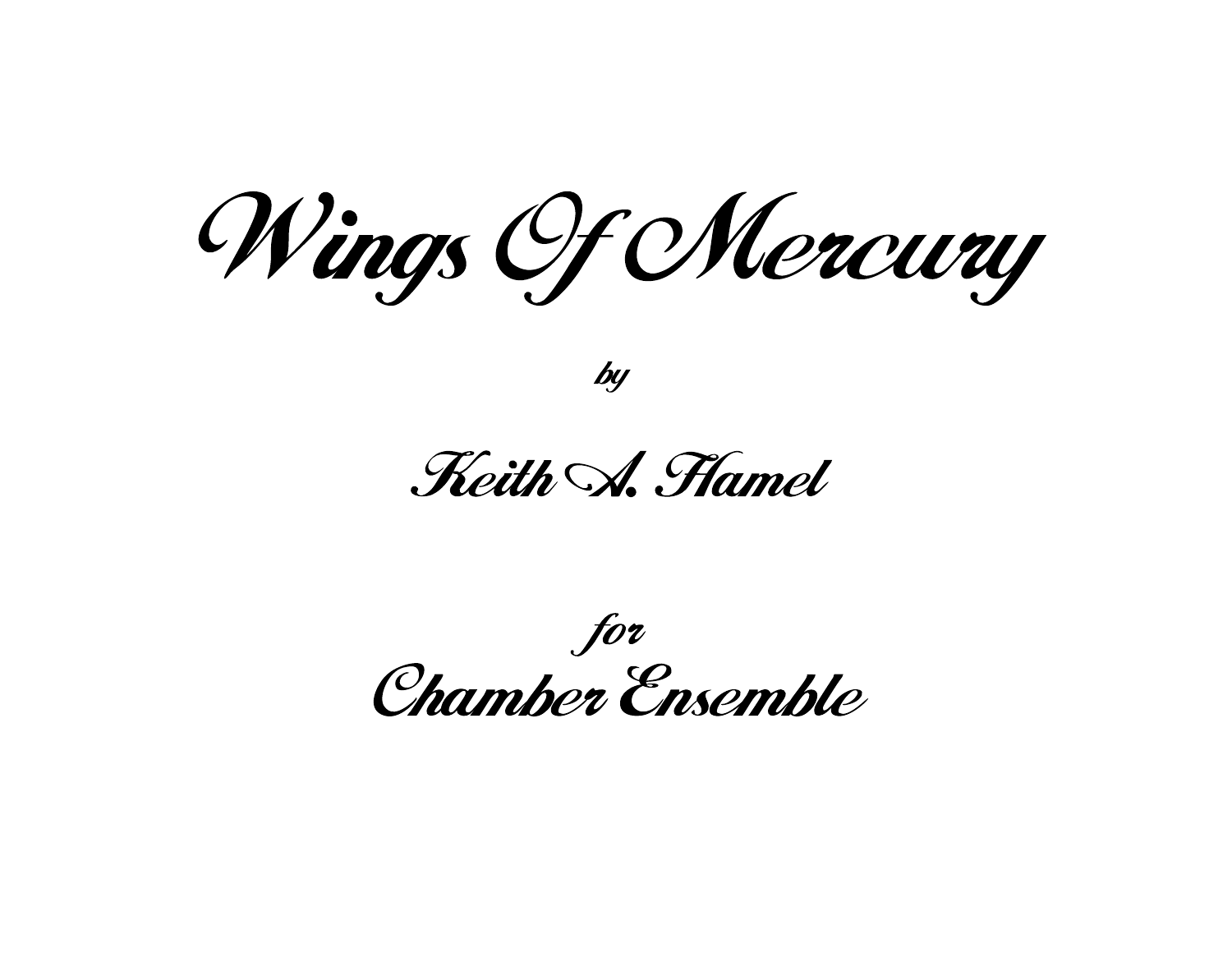# *Wings Of Mercury*

*by*

## *Keith A. Hamel*

*for*

## *Chamber Ensemble*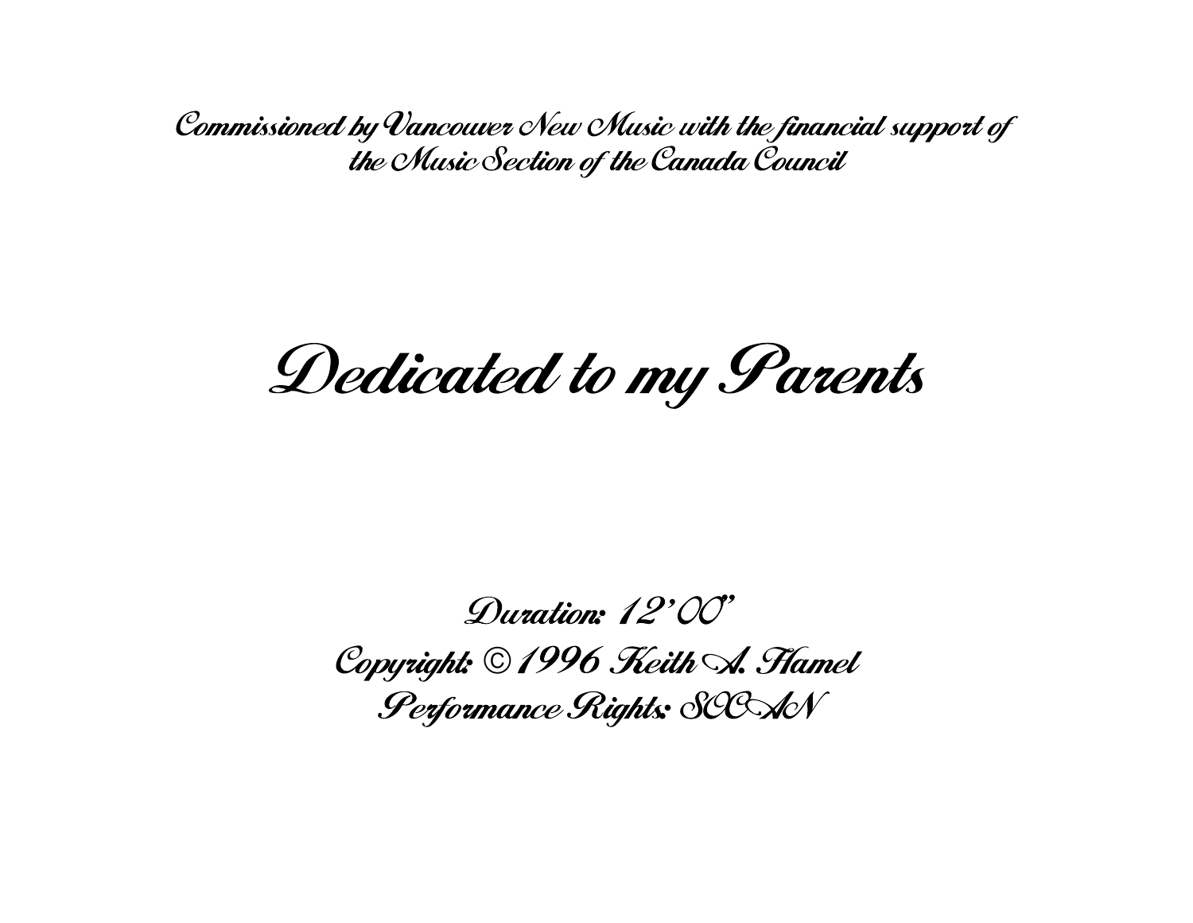*Commissioned by Vancouver New Music with the financial support of the Music Section of the Canada Council*

# *Dedicated to my Parents*

*Duration: 12'00"*

*Copyright: ©1996 Keith A. Hamel*

*Performance Rights: SOCAN*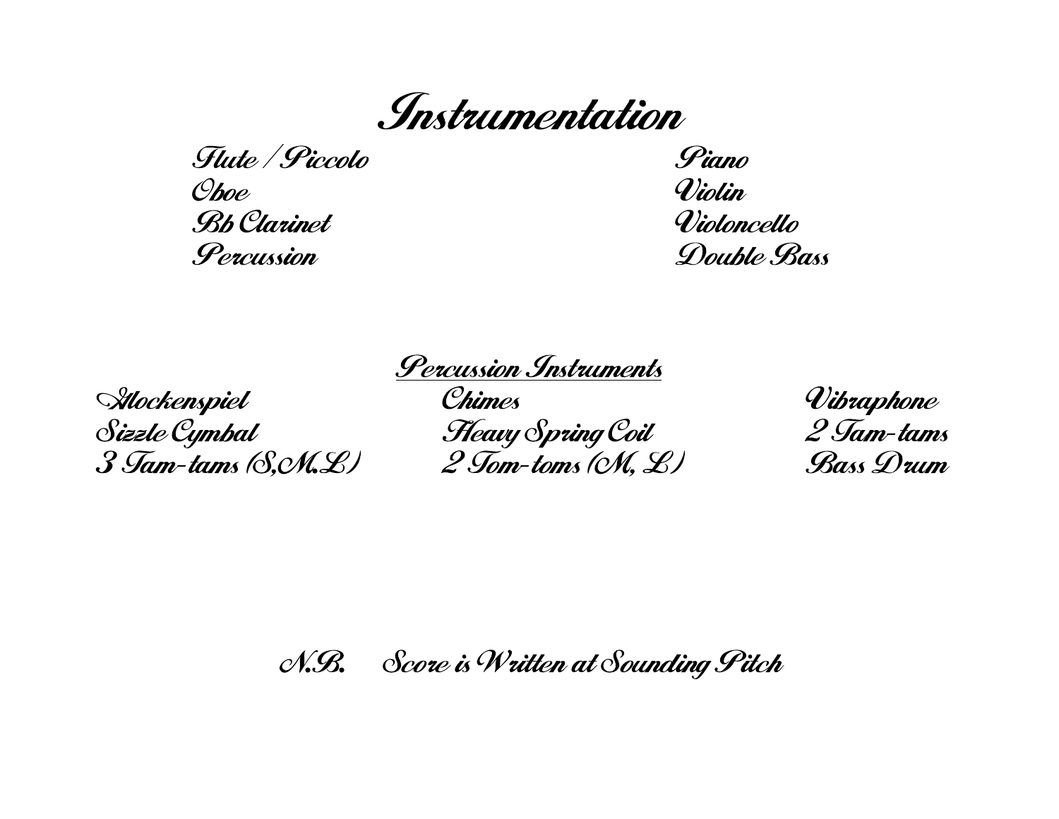# Instrumentation

Flute / Piccolo
Oboe
Bb Clarinet
Percussion
Piano
Violin
Violoncello
Double Bass

## Percussion Instruments

Glockenspiel
Sizzle Cymbal
3 Tam-tams (S,M,L)
Chimes
Heavy Spring Coil
2 Tom-toms (M, L)
Vibraphone
2 Tam-tams
Bass Drum

N.B. Score is Written at Sounding Pitch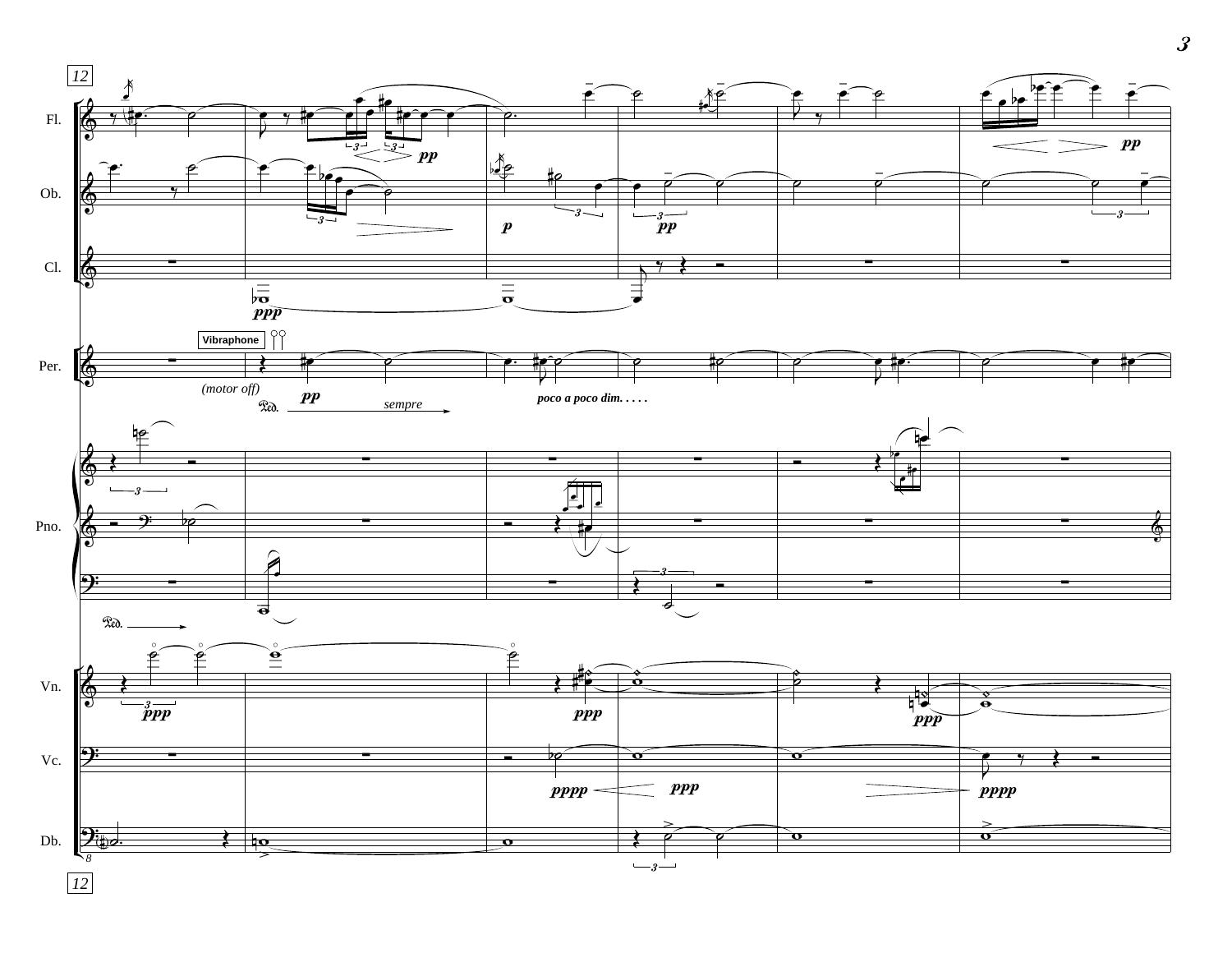12

Fl.

Ob.

Cl.

Vibraphone

Per.

*(motor off)*

*sempre*

*poco a poco dim. . . . .*

Pno.

Vn.

Vc.

Db.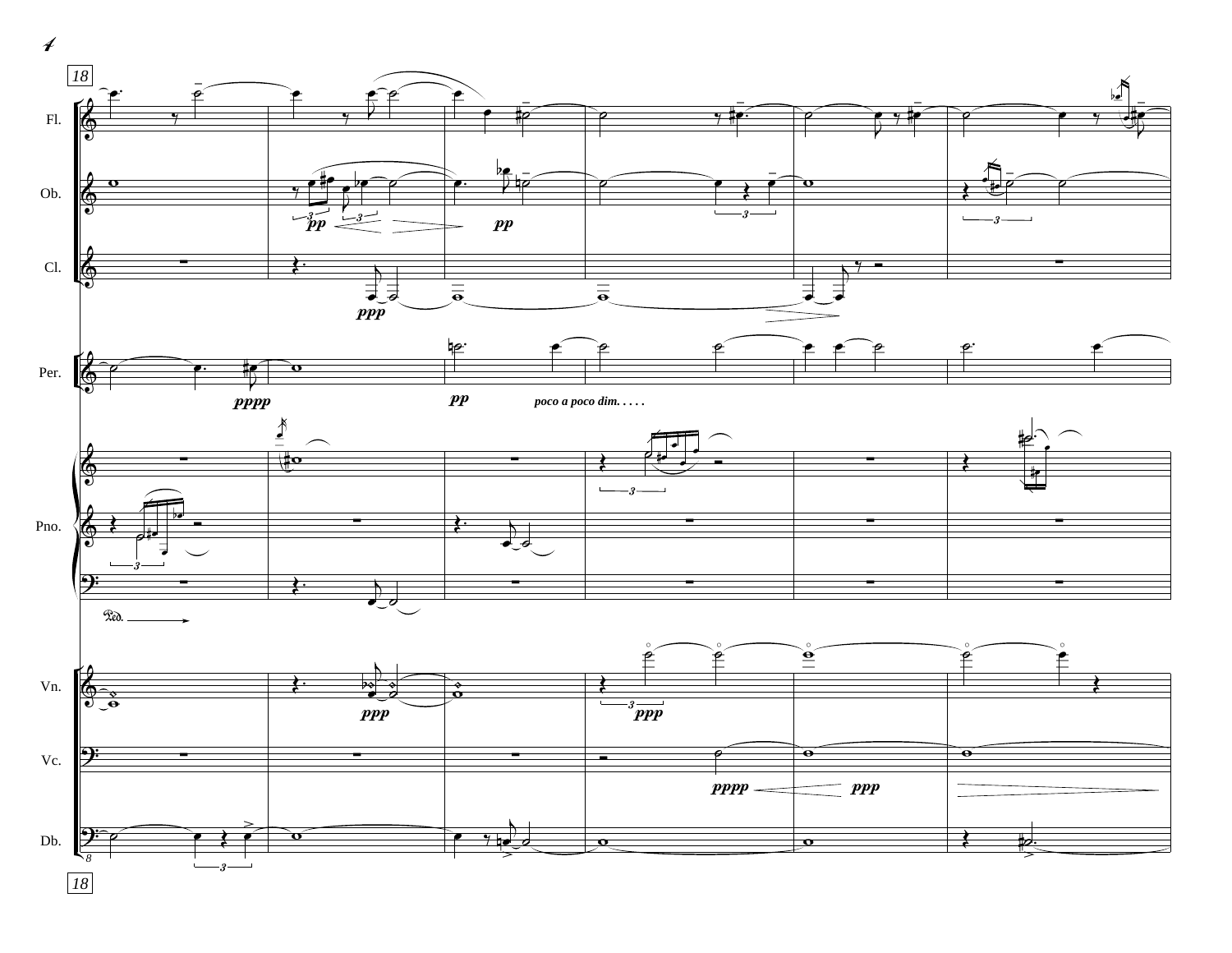18

Fl.

Ob.

Cl.

Per.

Pno.

Vn.

Vc.

Db.

*pp* *pp* *ppp* *pppp* *pp* *poco a poco dim. . . . .* *ppp* *ppp* *pppp* *ppp*

18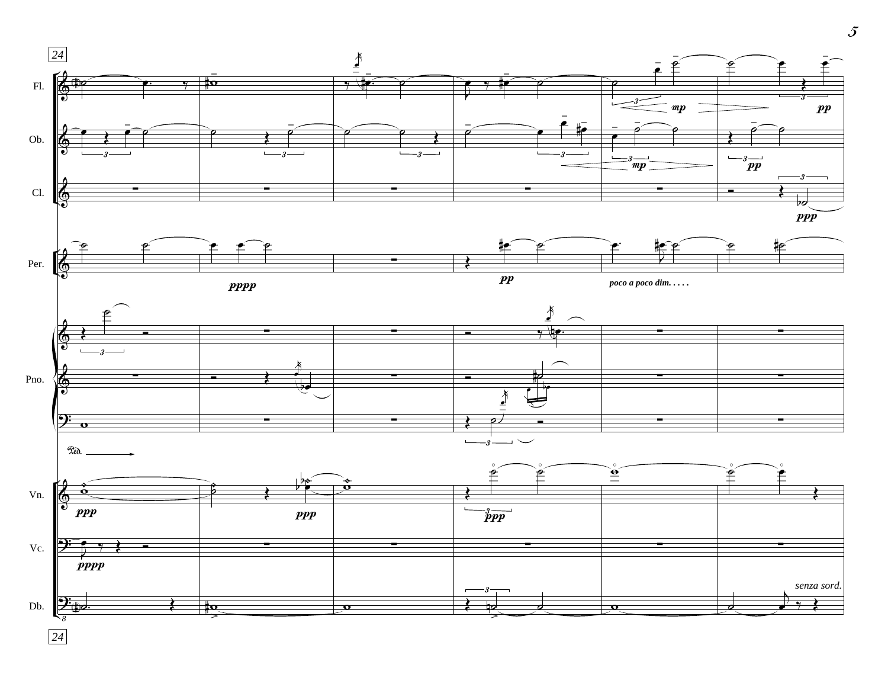24

Fl.

Ob.

Cl.

Per.

Pno.

Vn.

Vc.

Db.

*mp* *pp*

*mp* *pp*

*ppp*

*pppp* *pp* *poco a poco dim. . . . .*

Ped.

*ppp* *ppp* *ppp*

*pppp*

*senza sord.*

24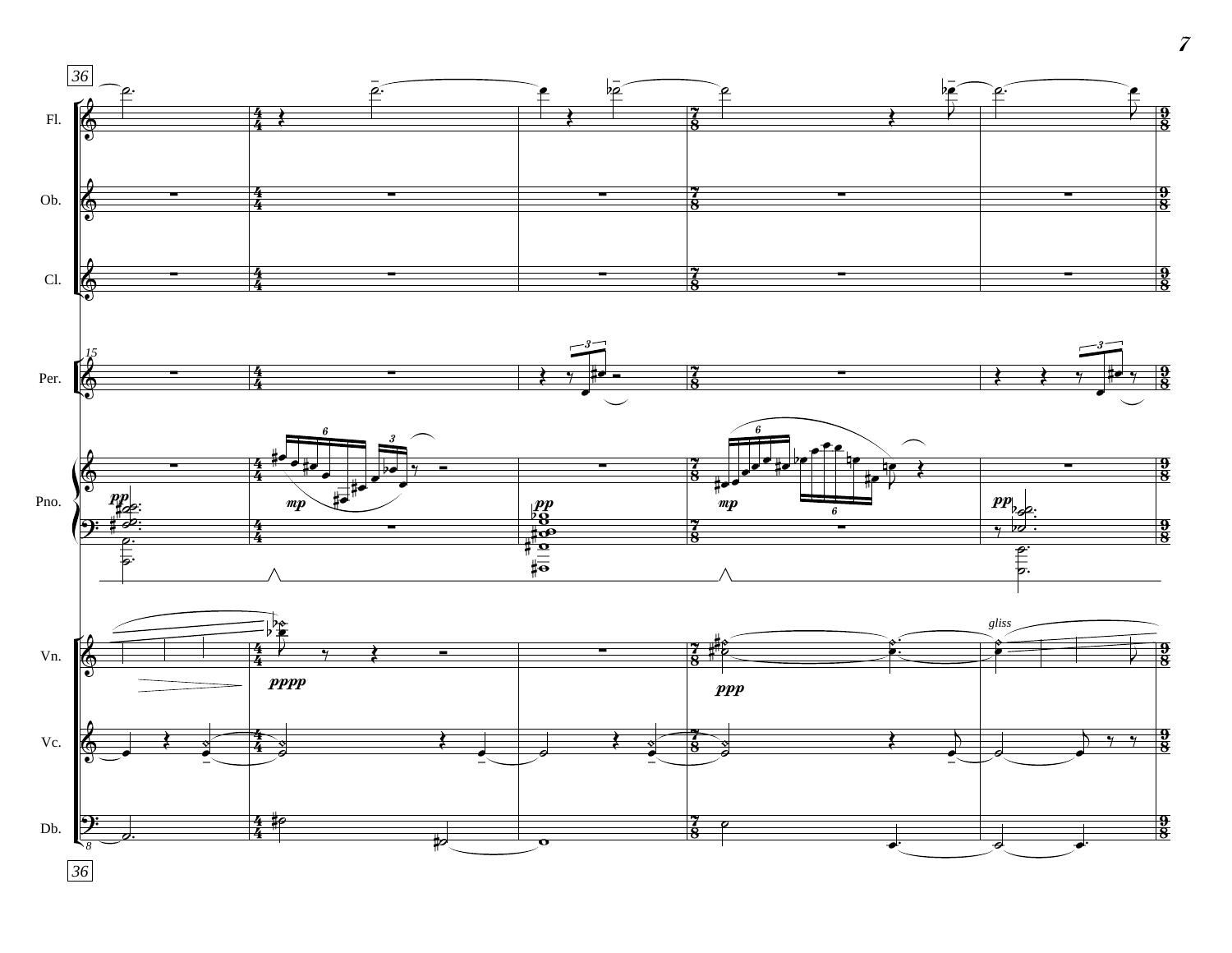36

Fl.

Ob.

Cl.

Per.

Pno.

Vn.

Vc.

Db.

*pp* *mp* *pp* *mp* *pp*

*pppp* *ppp* *gliss*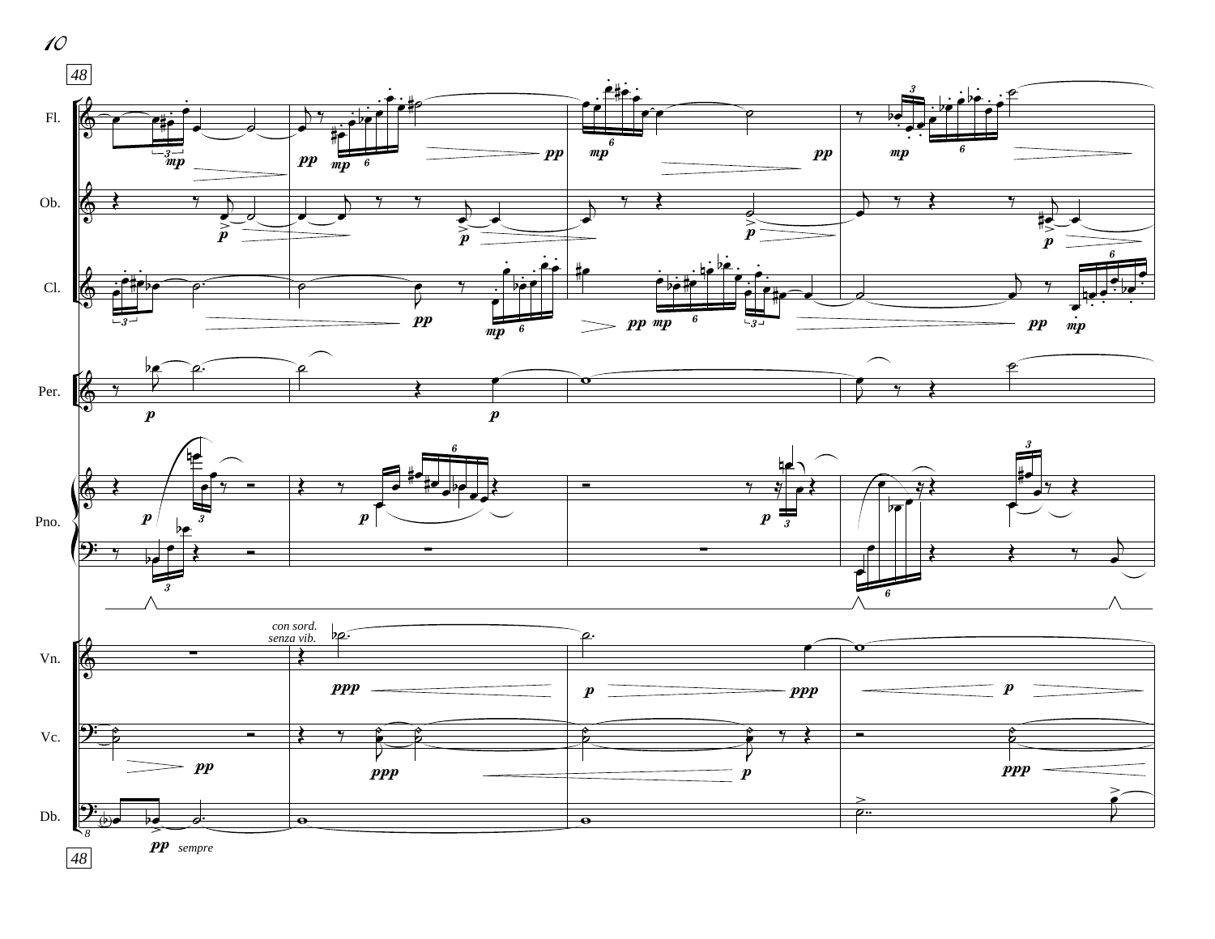48

Fl.

Ob.

Cl.

Per.

Pno.

*con sord.*
*senza vib.*

Vn.

Vc.

Db.

*sempre*

48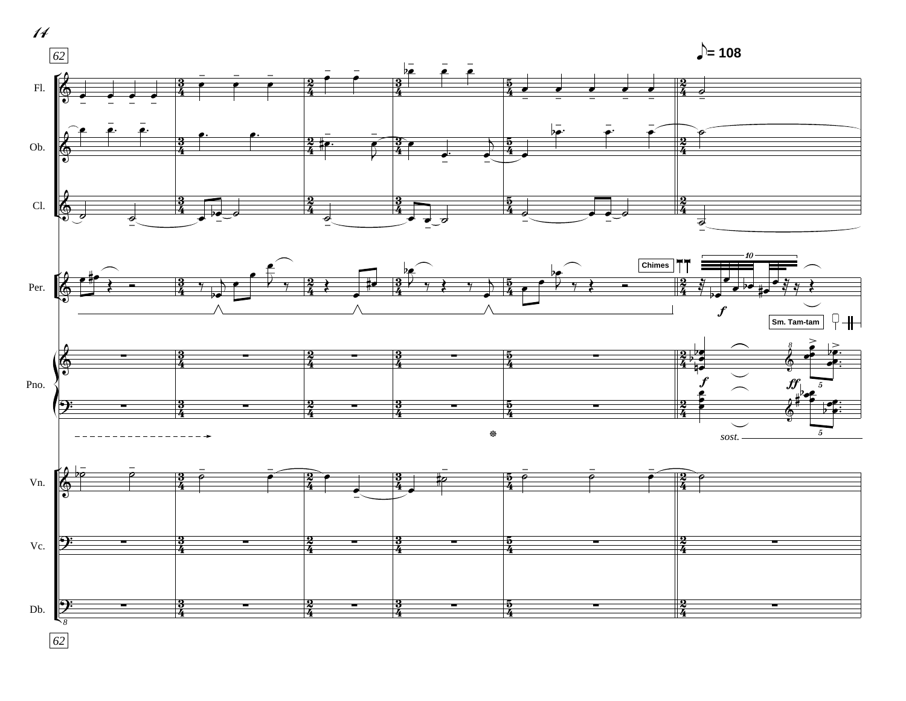62

♪ = 108

Fl.

Ob.

Cl.

Per.

Chimes

Sm. Tam-tam

Pno.

*sost.*

Vn.

Vc.

Db.

62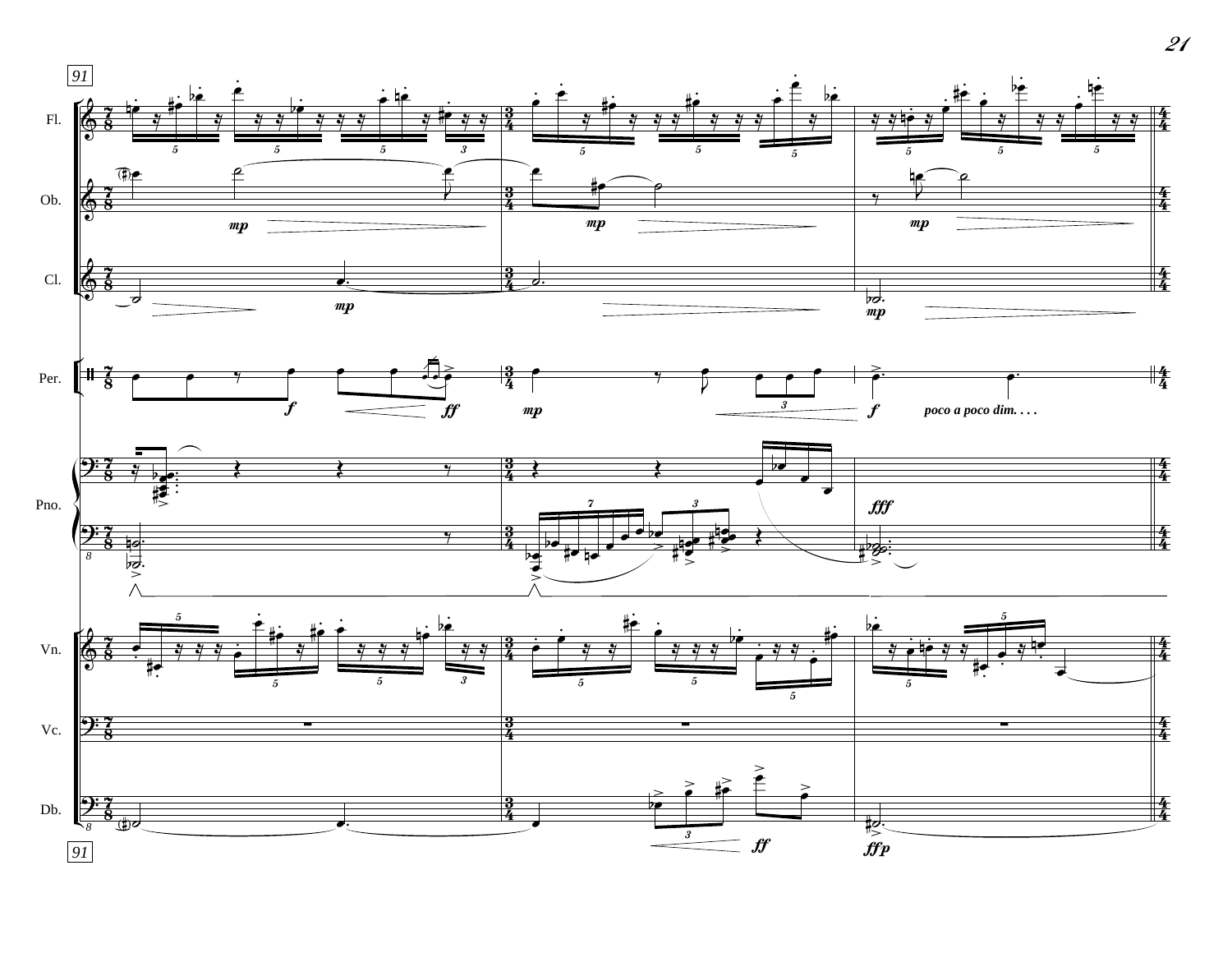91

Fl.

Ob.

Cl.

Per.

Pno.

Vn.

Vc.

Db.

*mp*

*f*

*ff*

*poco a poco dim. . . .*

*fff*

*ffp*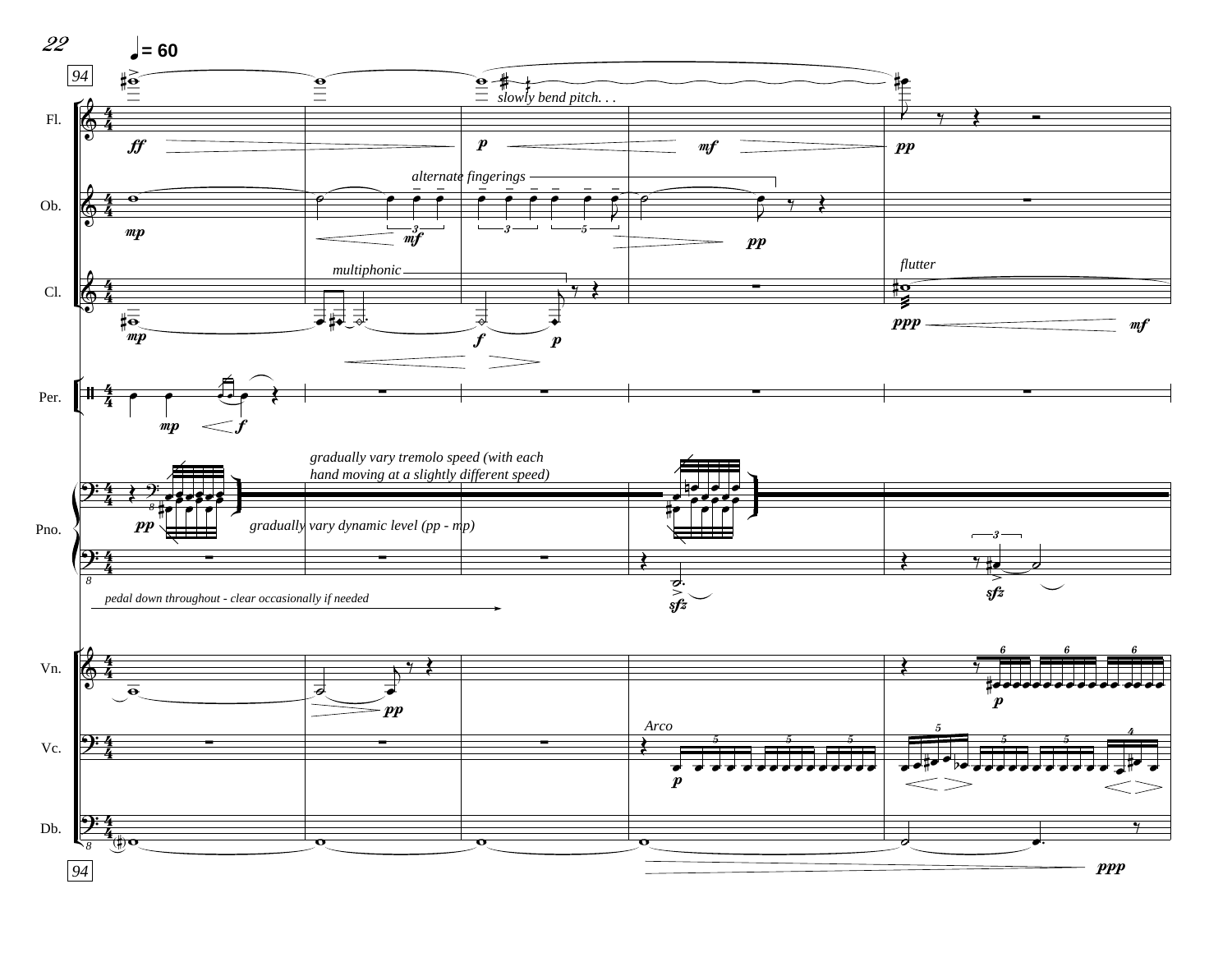♩= 60

94

slowly bend pitch. . .

alternate fingerings

multiphonic

flutter

gradually vary tremolo speed (with each hand moving at a slightly different speed)

gradually vary dynamic level (pp - mp)

pedal down throughout - clear occasionally if needed

Arco

Fl.

Ob.

Cl.

Per.

Pno.

Vn.

Vc.

Db.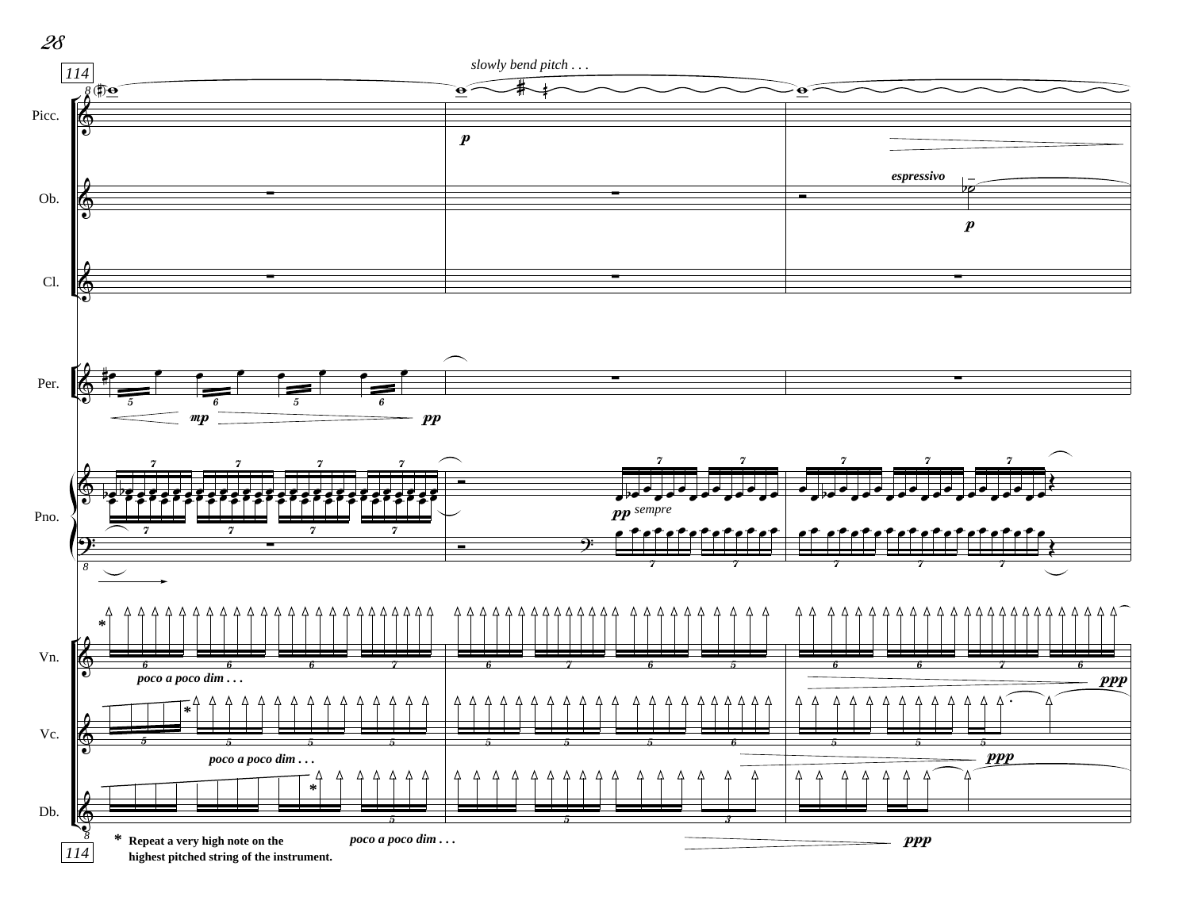\* Repeat a very high note on the highest pitched string of the instrument.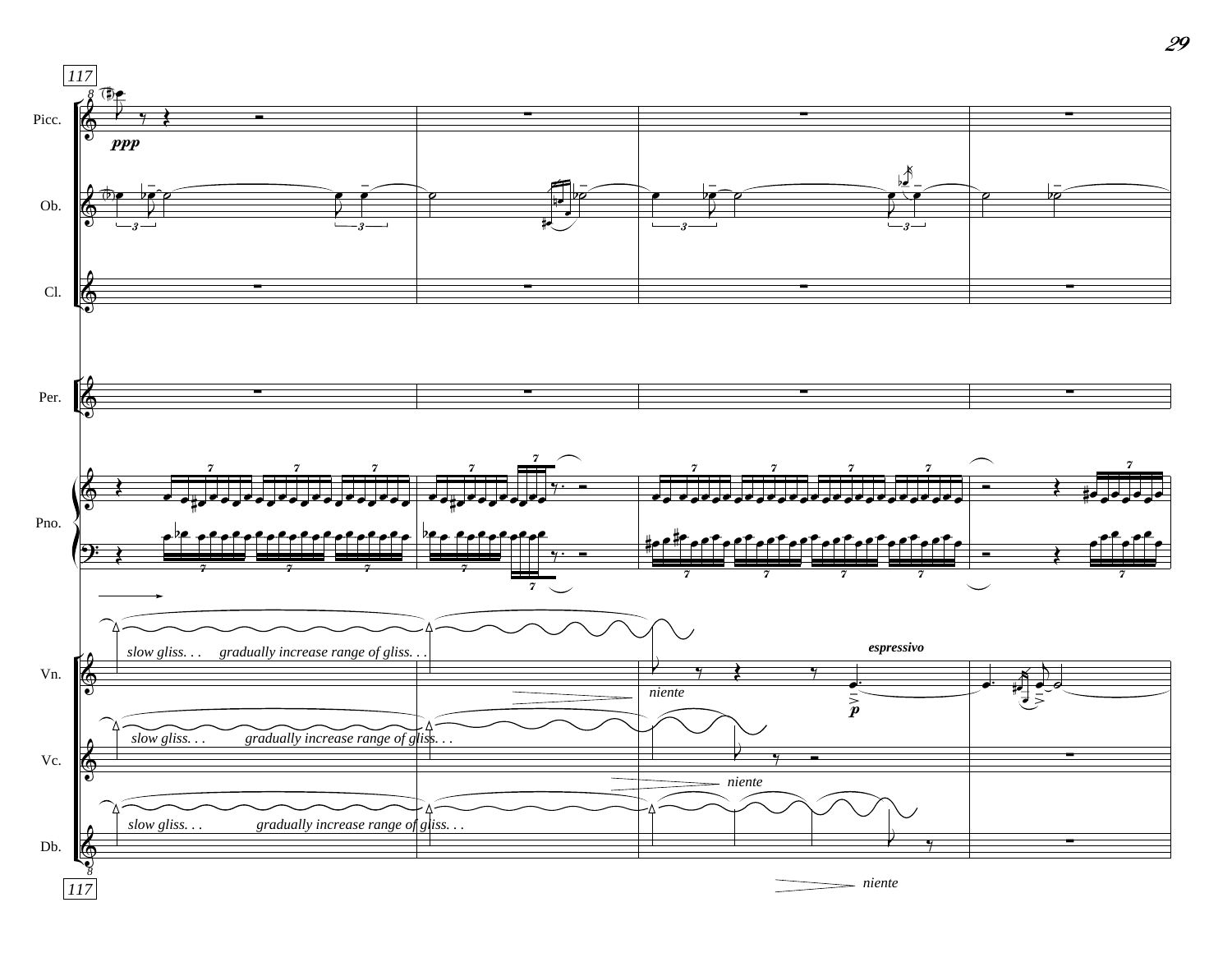117

Picc.

*ppp*

Ob.

Cl.

Per.

Pno.

Vn.

*slow gliss. . .* *gradually increase range of gliss. . .*

*niente*

*espressivo*

*p*

Vc.

*slow gliss. . .* *gradually increase range of gliss. . .*

*niente*

Db.

*slow gliss. . .* *gradually increase range of gliss. . .*

*niente*

117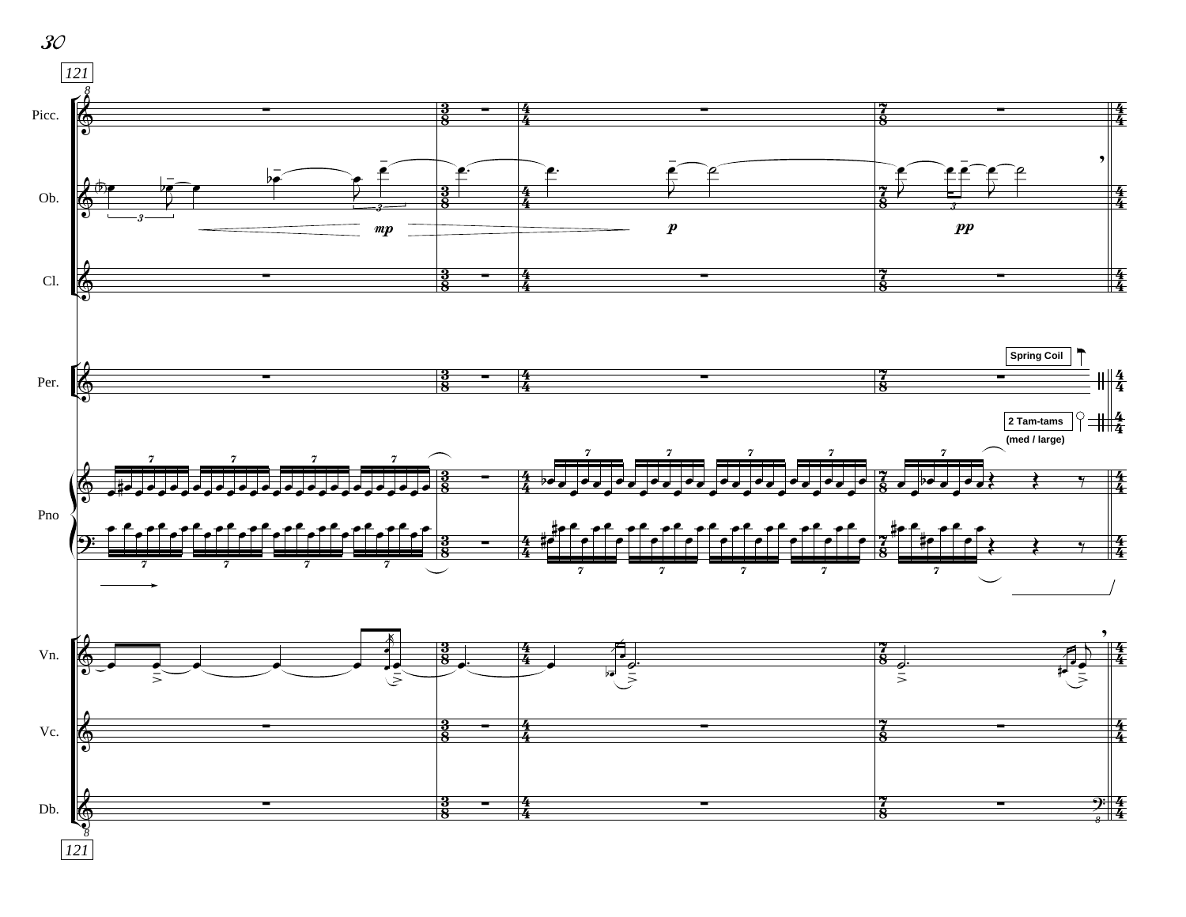121

Picc.

Ob.

*mp* *p* *pp*

Cl.

Spring Coil

Per.

2 Tam-tams
(med / large)

Pno

Vn.

Vc.

Db.

121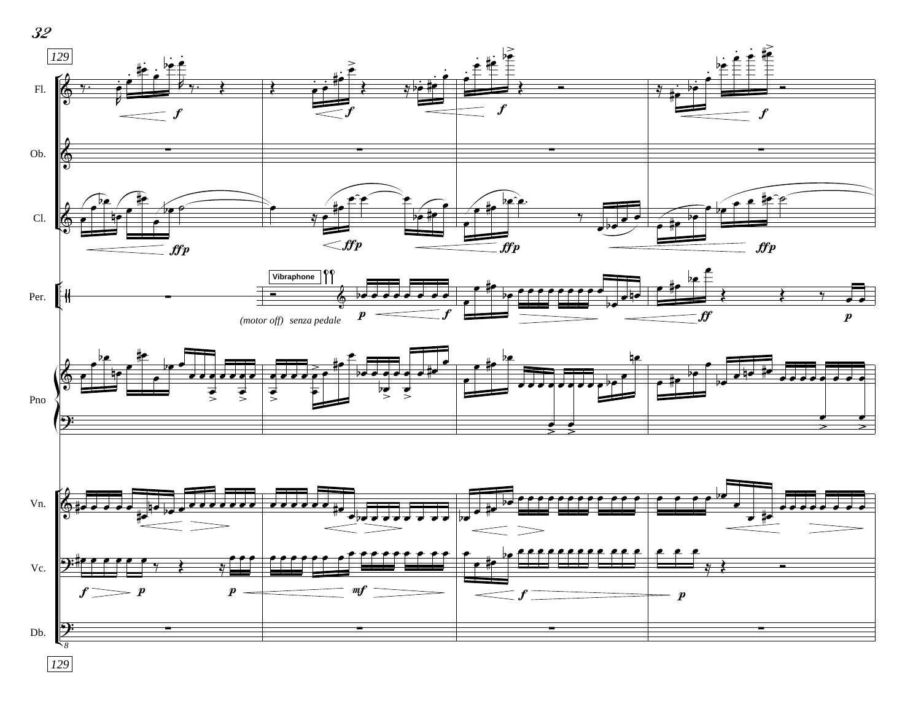129

Fl.

Ob.

Cl.

Per.

Vibraphone

*(motor off)* *senza pedale*

Pno

Vn.

Vc.

Db.

129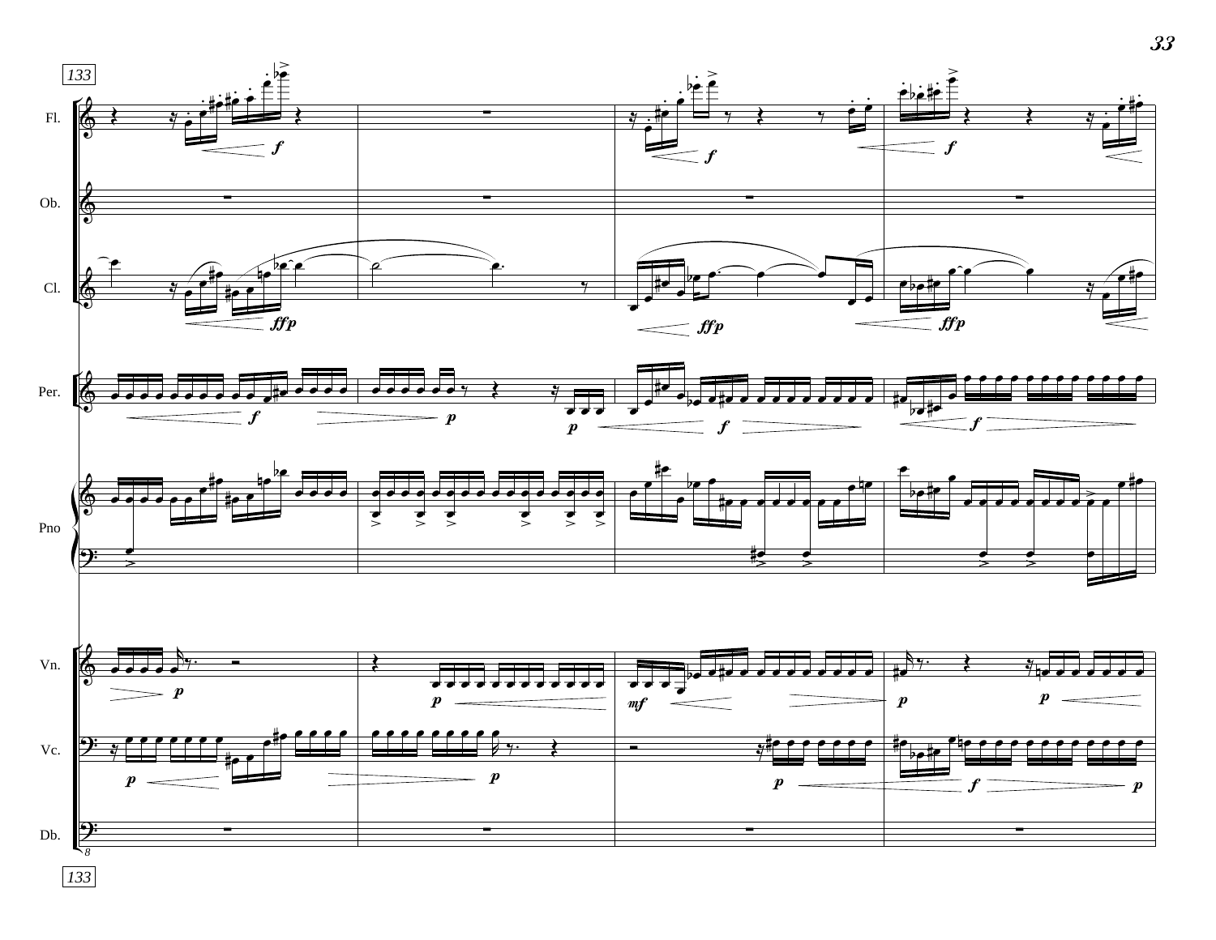133

Fl.

Ob.

Cl.

Per.

Pno

Vn.

Vc.

Db.

133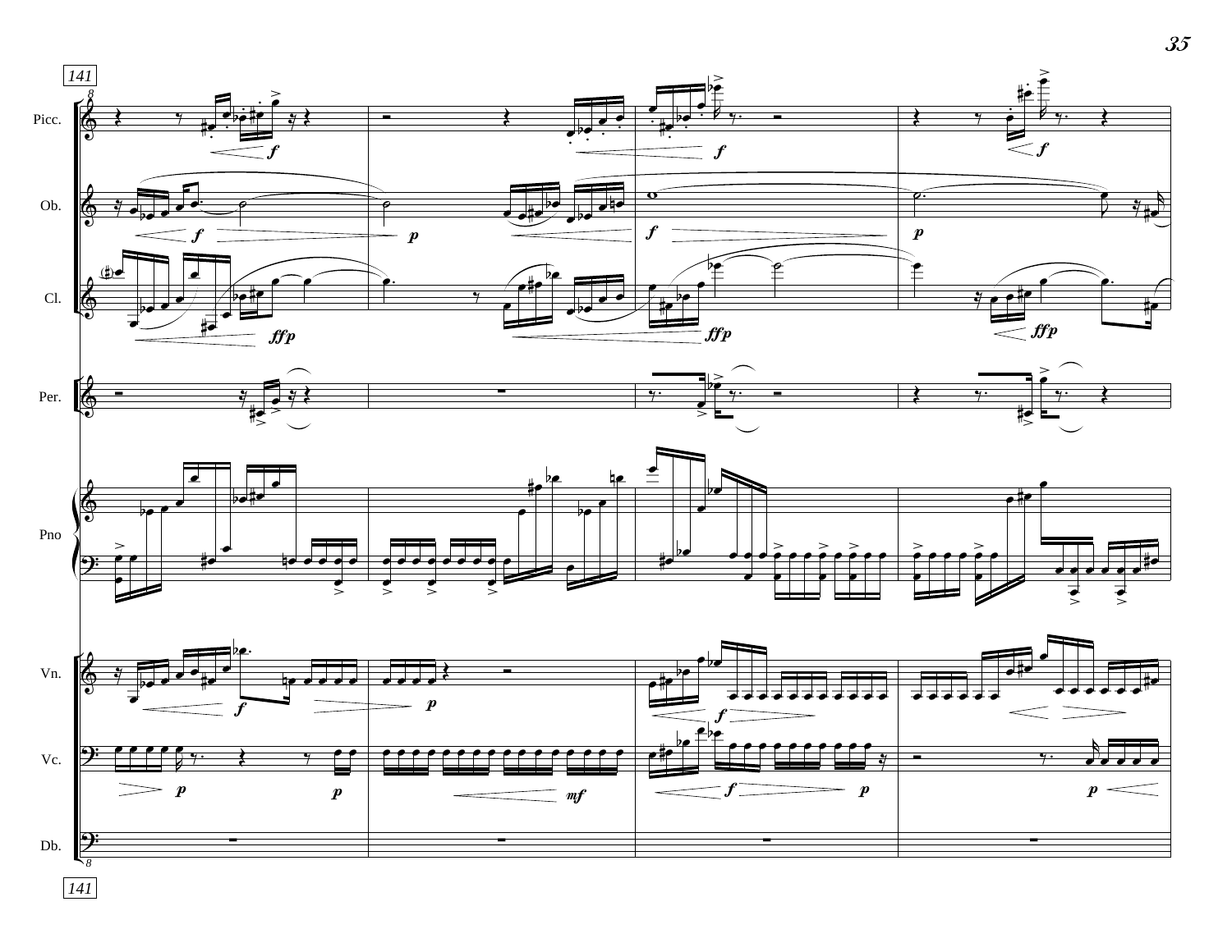141

Picc.

Ob.

Cl.

Per.

Pno

Vn.

Vc.

Db.

141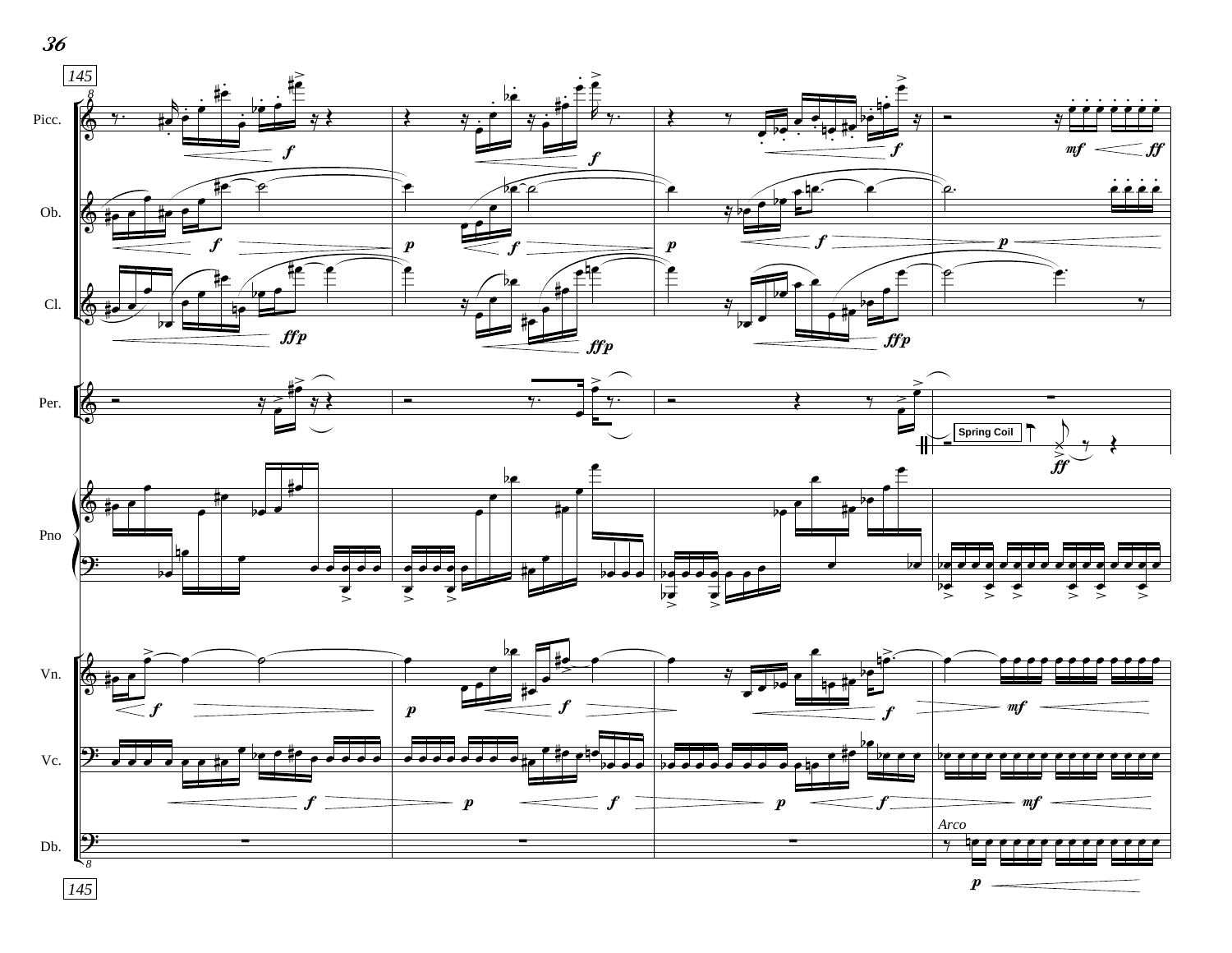145

Picc.

Ob.

Cl.

Per.

Spring Coil

Pno

Vn.

Vc.

Db.

*Arco*

145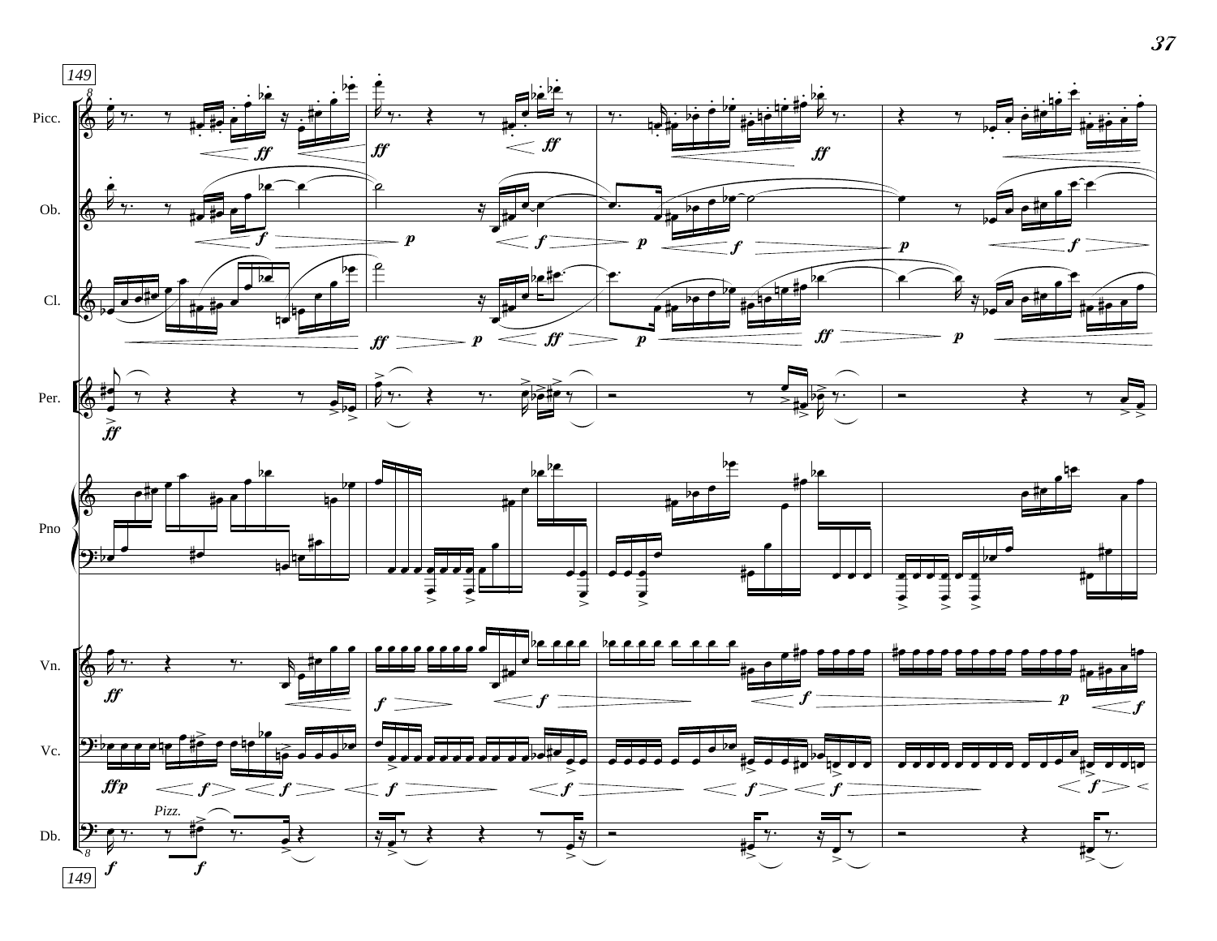149

Picc.

Ob.

Cl.

Per.

Pno

Vn.

Vc.

Db.

Pizz.

149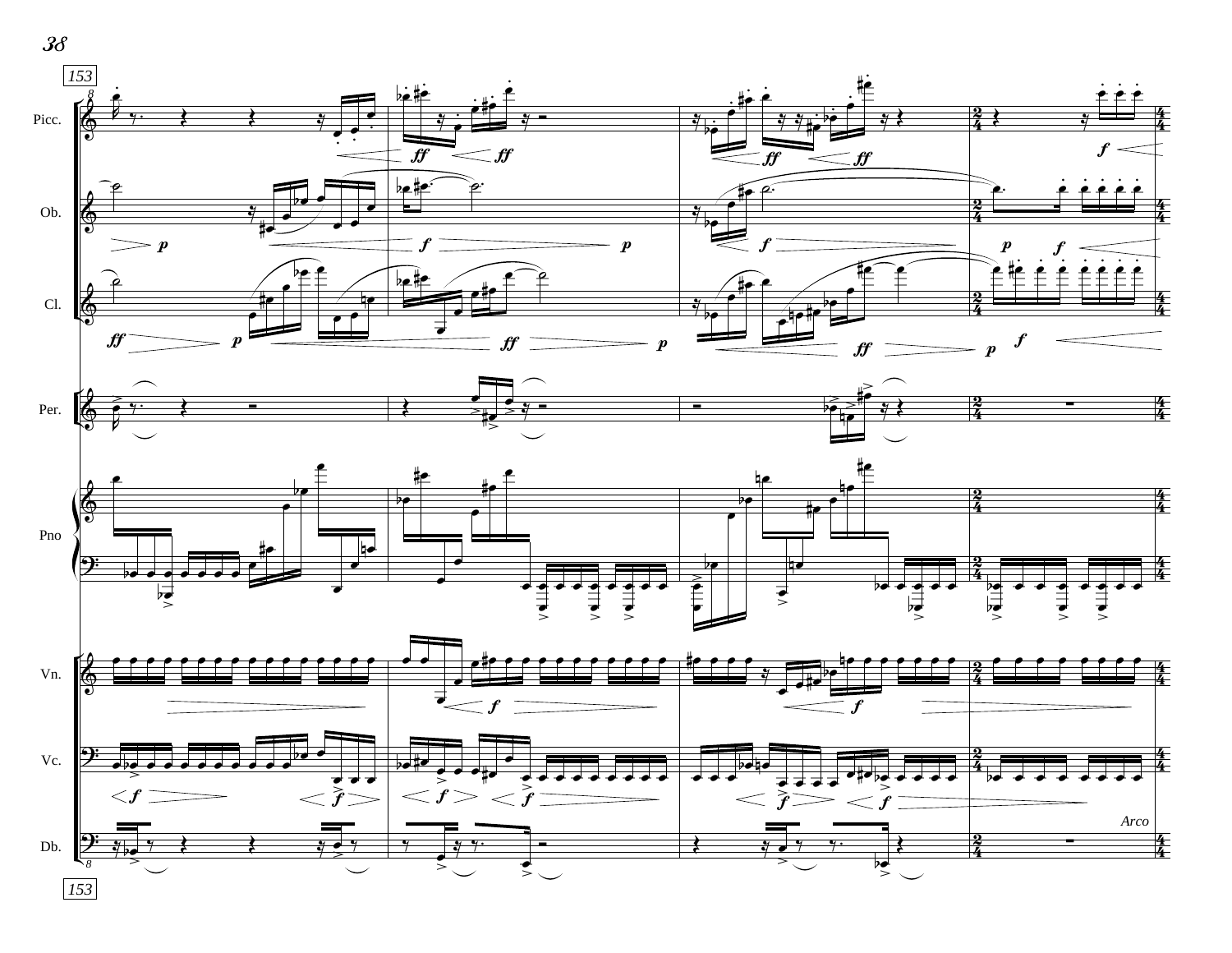153

Picc.

Ob.

Cl.

Per.

Pno

Vn.

Vc.

*Arco*

Db.

153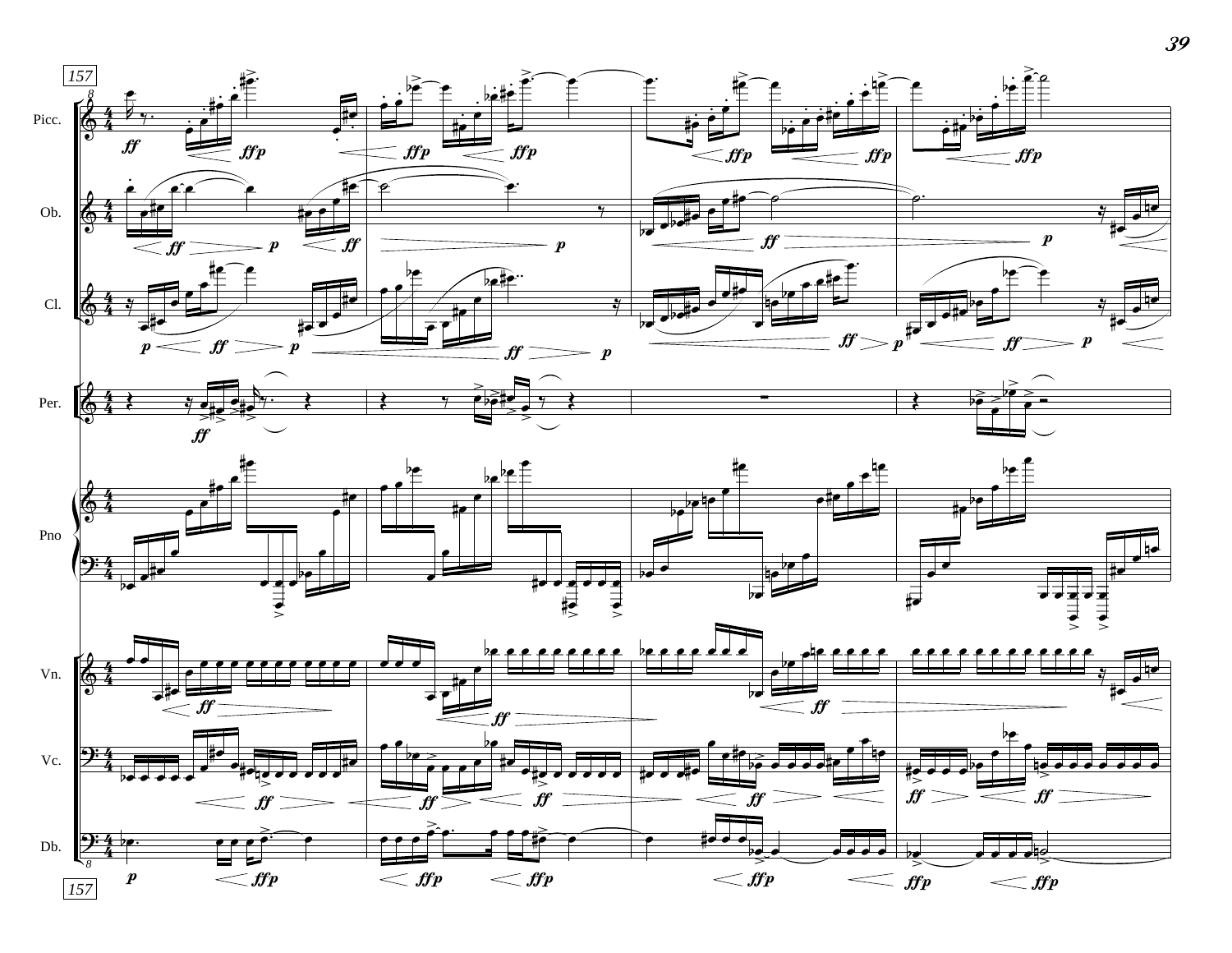157

Picc.

Ob.

Cl.

Per.

Pno

Vn.

Vc.

Db.

157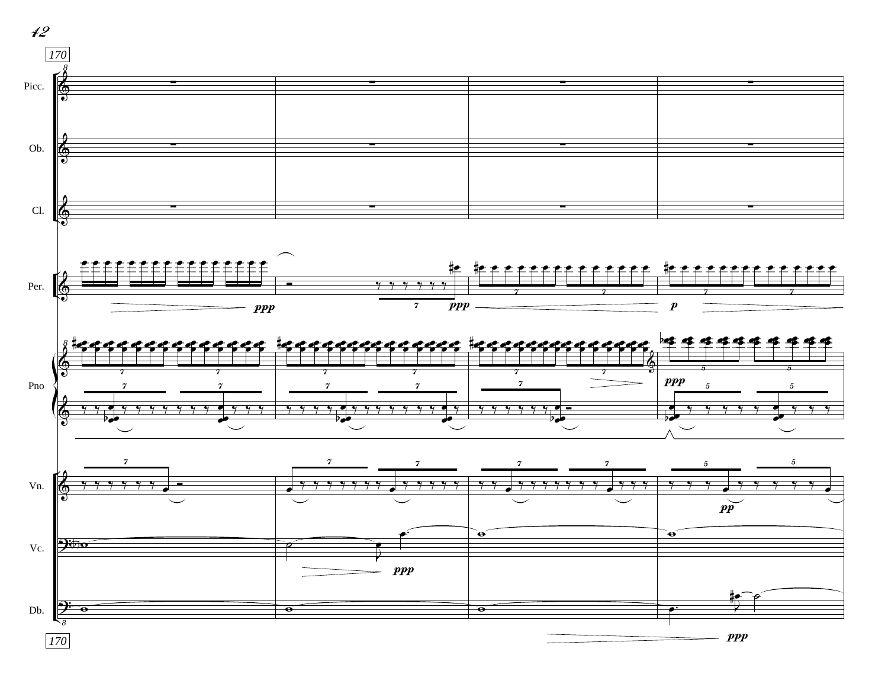170

Picc.

Ob.

Cl.

Per.

Pno

Vn.

Vc.

Db.

170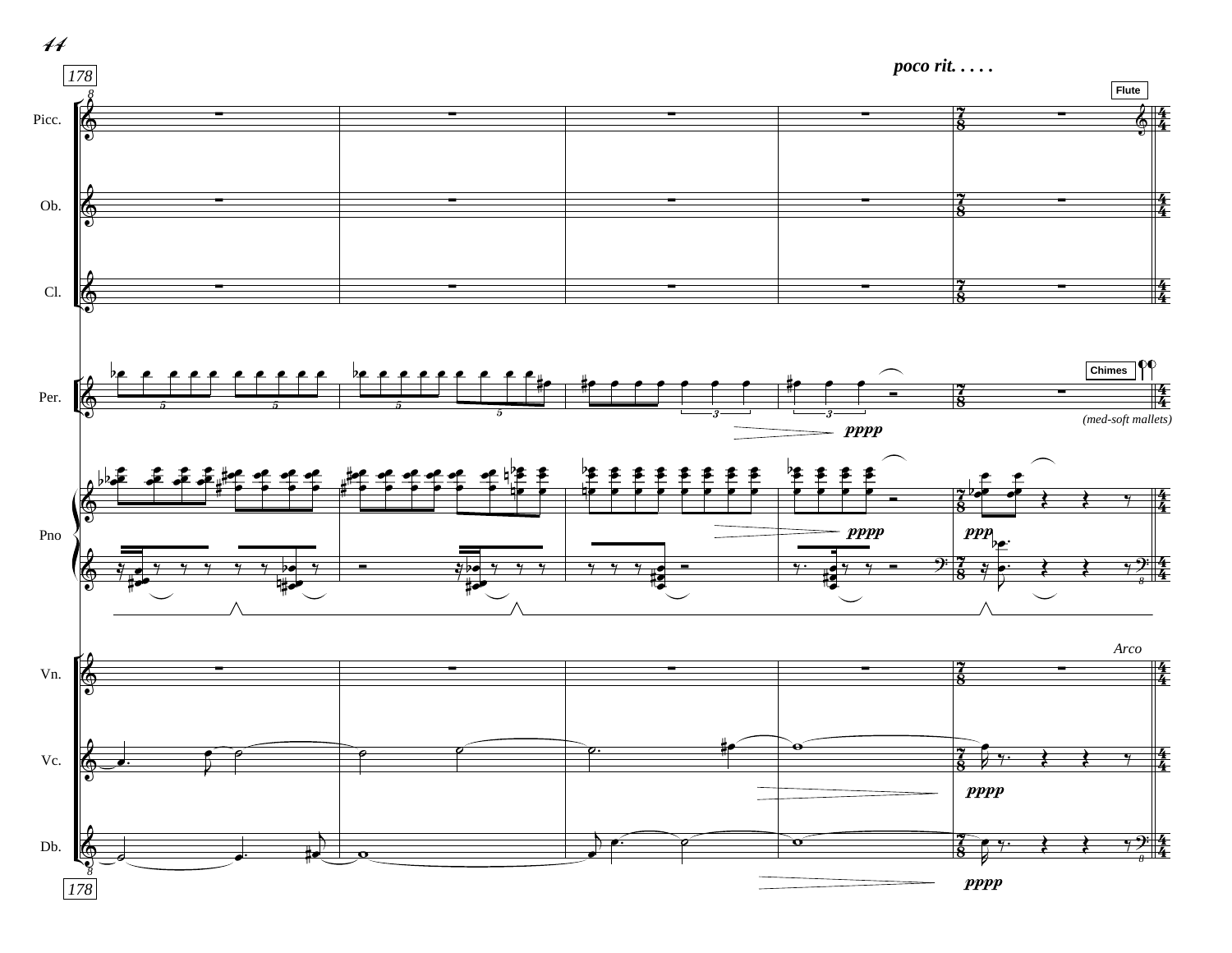*poco rit. . . . .*

178

Picc.

Ob.

Cl.

Per.

Pno

Vn.

Vc.

Db.

Flute

Chimes

*(med-soft mallets)*

*Arco*

pppp

ppp

178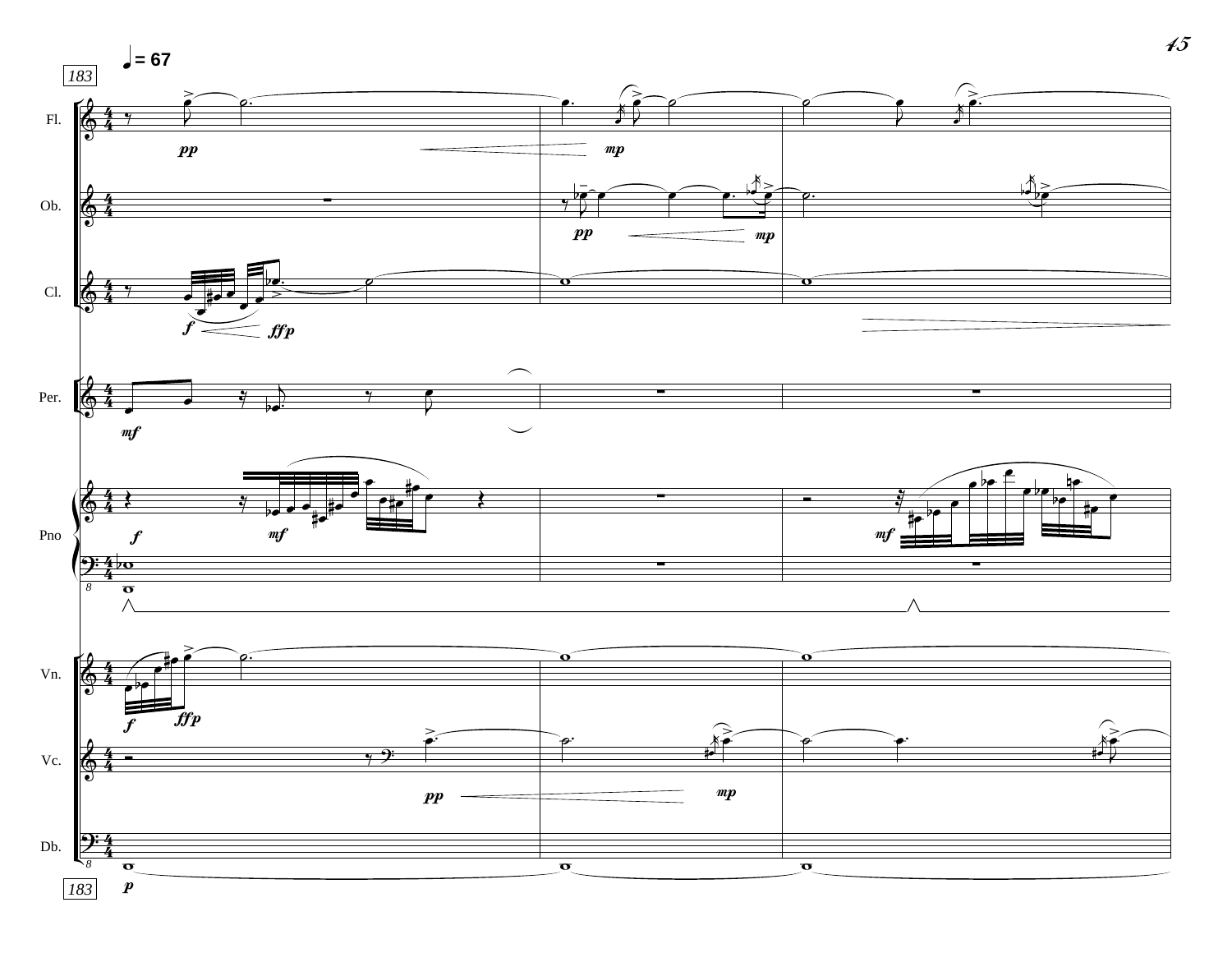♩= 67

183

Fl.

Ob.

Cl.

Per.

Pno

Vn.

Vc.

Db.

183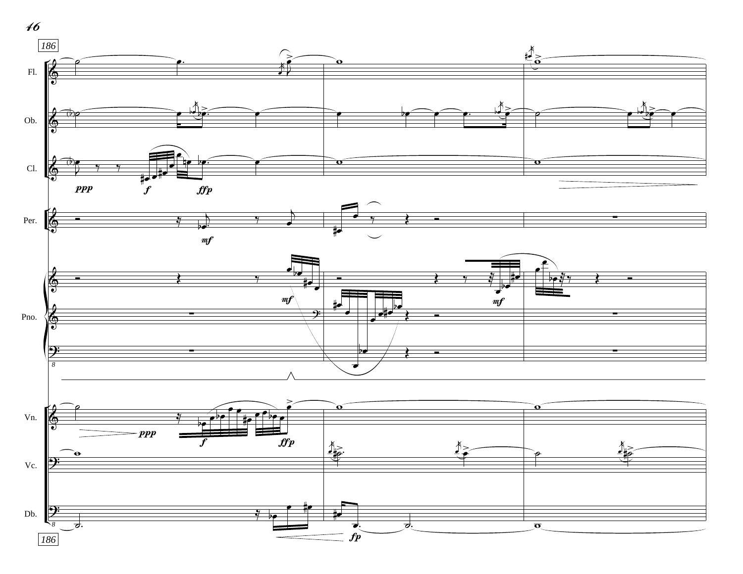186

Fl.

Ob.

Cl.

*ppp* *f* *ffp*

Per.

*mf*

Pno.

*mf* *mf*

Vn.

*ppp* *f* *ffp*

Vc.

Db.

*fp*

186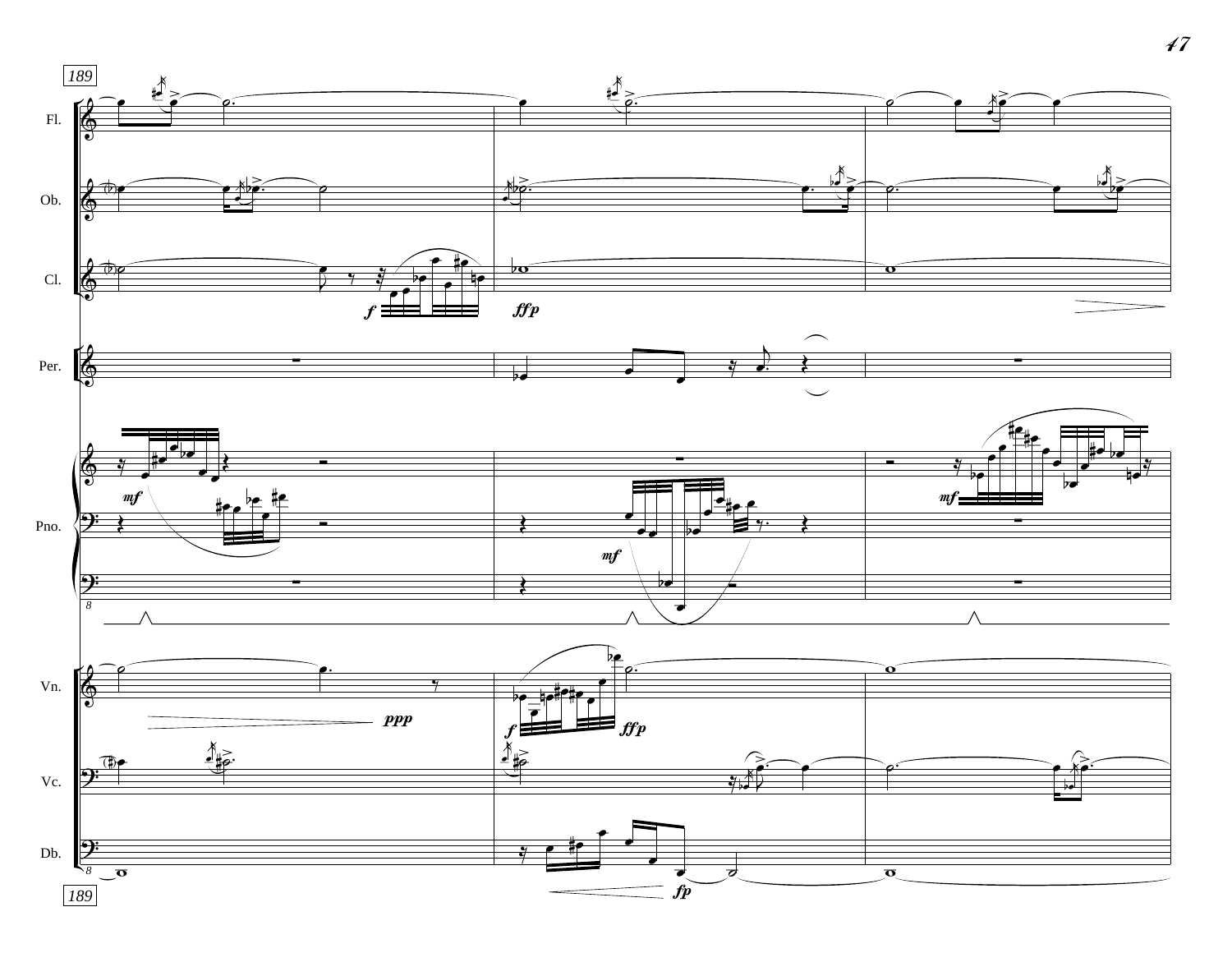189

Fl.

Ob.

Cl.

Per.

Pno.

Vn.

Vc.

Db.

189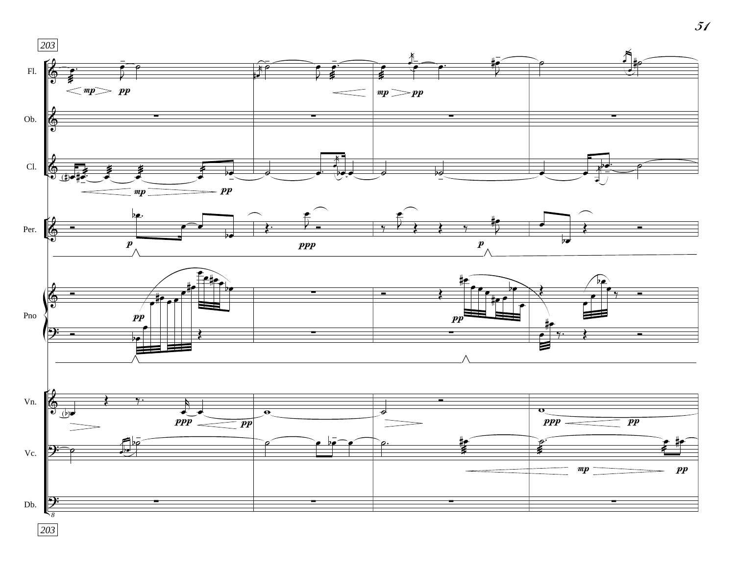203

Fl.

Ob.

Cl.

Per.

Pno

Vn.

Vc.

Db.

203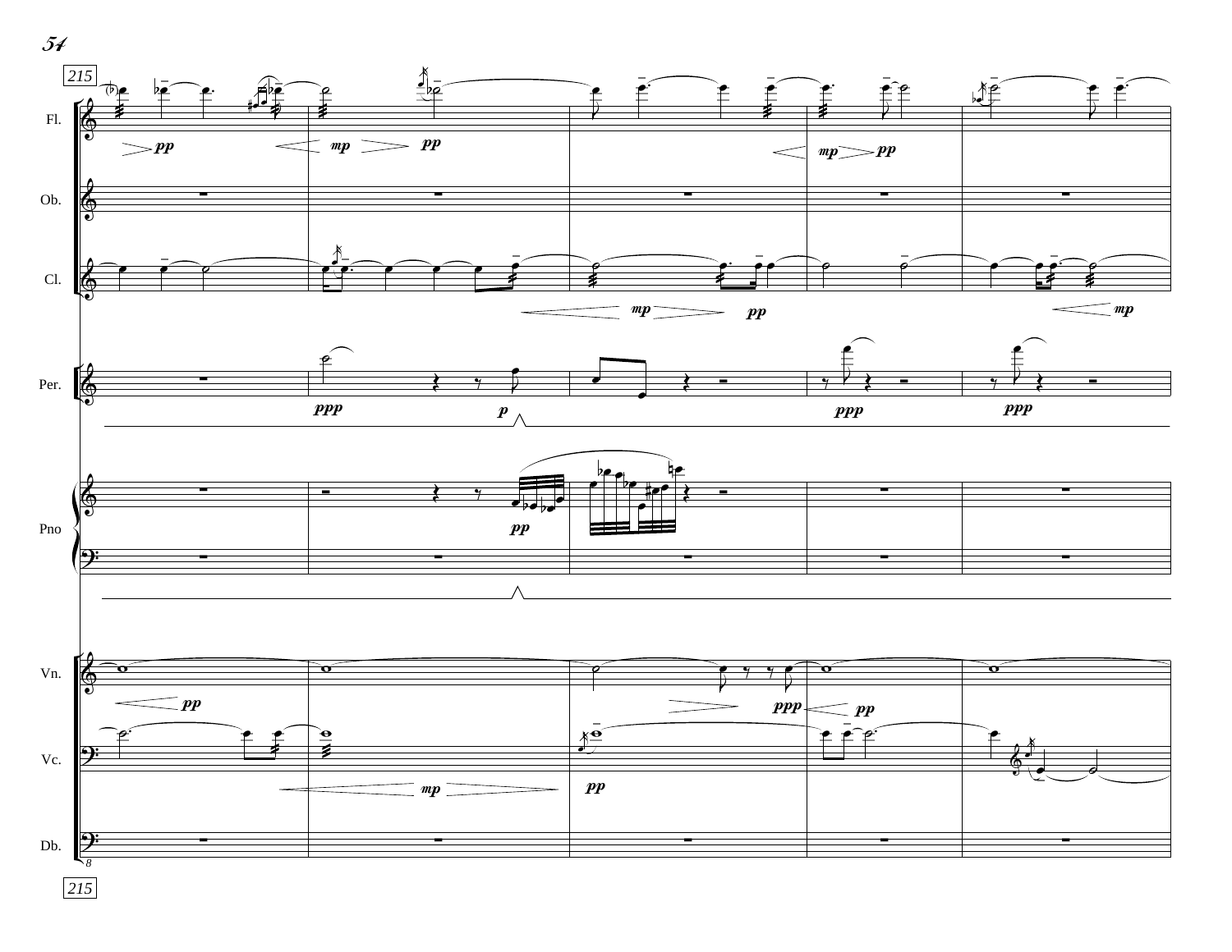215

Fl.

Ob.

Cl.

Per.

Pno

Vn.

Vc.

Db.

215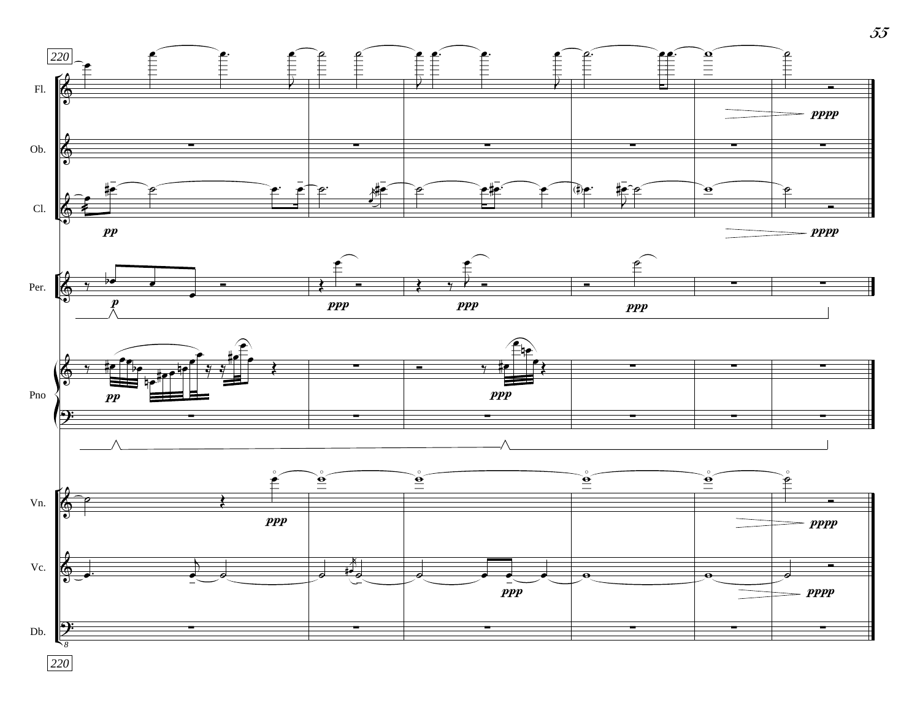220

Fl.

Ob.

Cl.

Per.

Pno

Vn.

Vc.

Db.

220